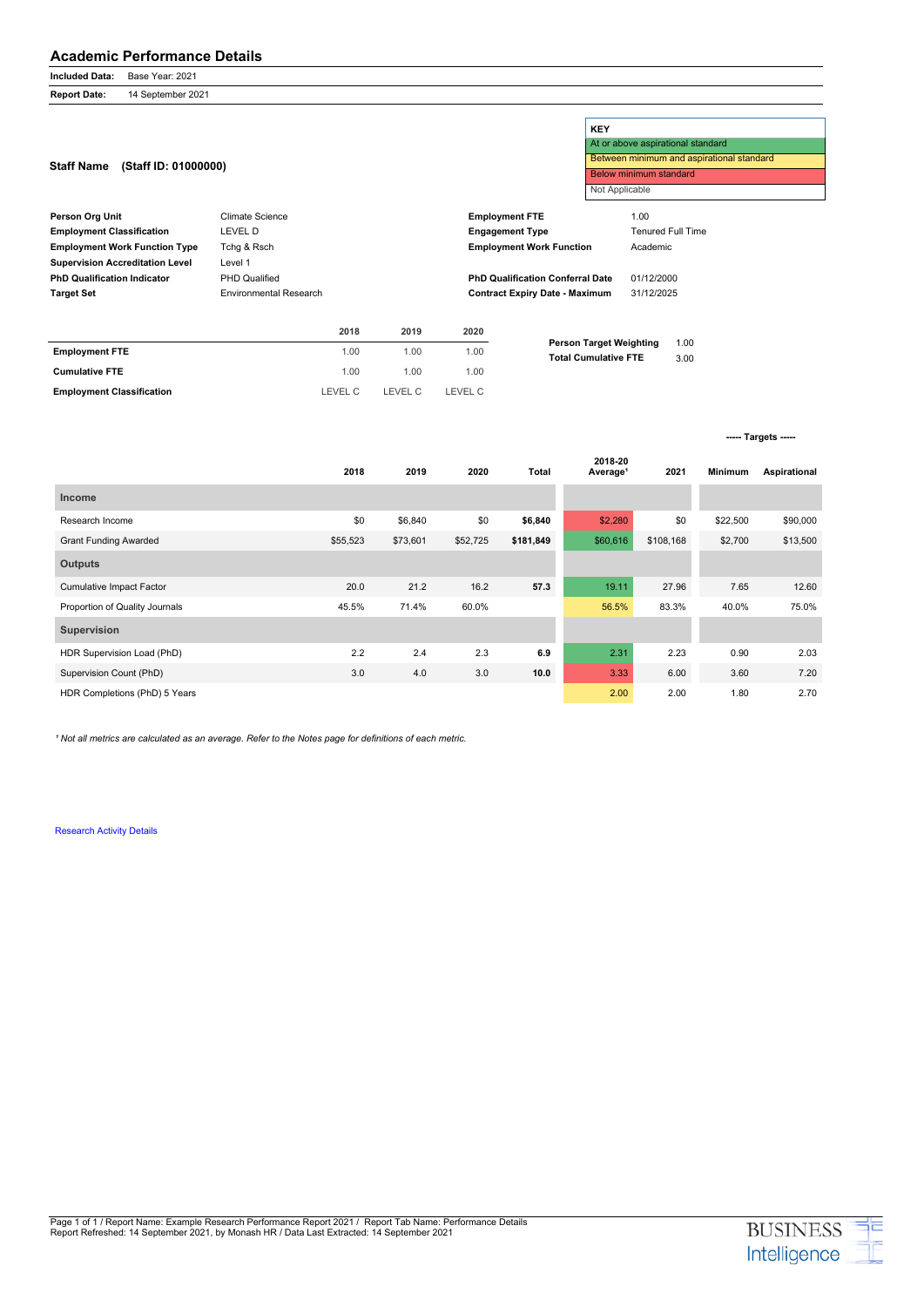# Academic Performance Details

**Included Data:** Base Year: 2021

**Report Date:** 14 September 2021

| KEY |
|---|
| At or above aspirational standard |
| Between minimum and aspirational standard |
| Below minimum standard |
| Not Applicable |

## Staff Name (Staff ID: 01000000)

| | | | |
|---|---|---|---|
| **Person Org Unit** | Climate Science | **Employment FTE** | 1.00 |
| **Employment Classification** | LEVEL D | **Engagement Type** | Tenured Full Time |
| **Employment Work Function Type** | Tchg & Rsch | **Employment Work Function** | Academic |
| **Supervision Accreditation Level** | Level 1 | | |
| **PhD Qualification Indicator** | PHD Qualified | **PhD Qualification Conferral Date** | 01/12/2000 |
| **Target Set** | Environmental Research | **Contract Expiry Date - Maximum** | 31/12/2025 |

| | 2018 | 2019 | 2020 |
|---|---|---|---|
| **Employment FTE** | 1.00 | 1.00 | 1.00 |
| **Cumulative FTE** | 1.00 | 1.00 | 1.00 |
| **Employment Classification** | LEVEL C | LEVEL C | LEVEL C |

| | |
|---|---|
| **Person Target Weighting** | 1.00 |
| **Total Cumulative FTE** | 3.00 |

| | 2018 | 2019 | 2020 | Total | 2018-20 Average[1] | 2021 | ----- Targets ----- Minimum | Aspirational |
|---|---|---|---|---|---|---|---|---|
| **Income** | | | | | | | | |
| Research Income | $0 | $6,840 | $0 | **$6,840** | $2,280 | $0 | $22,500 | $90,000 |
| Grant Funding Awarded | $55,523 | $73,601 | $52,725 | **$181,849** | $60,616 | $108,168 | $2,700 | $13,500 |
| **Outputs** | | | | | | | | |
| Cumulative Impact Factor | 20.0 | 21.2 | 16.2 | **57.3** | 19.11 | 27.96 | 7.65 | 12.60 |
| Proportion of Quality Journals | 45.5% | 71.4% | 60.0% | | 56.5% | 83.3% | 40.0% | 75.0% |
| **Supervision** | | | | | | | | |
| HDR Supervision Load (PhD) | 2.2 | 2.4 | 2.3 | **6.9** | 2.31 | 2.23 | 0.90 | 2.03 |
| Supervision Count (PhD) | 3.0 | 4.0 | 3.0 | **10.0** | 3.33 | 6.00 | 3.60 | 7.20 |
| HDR Completions (PhD) 5 Years | | | | | 2.00 | 2.00 | 1.80 | 2.70 |

*[1] Not all metrics are calculated as an average. Refer to the Notes page for definitions of each metric.*

Research Activity Details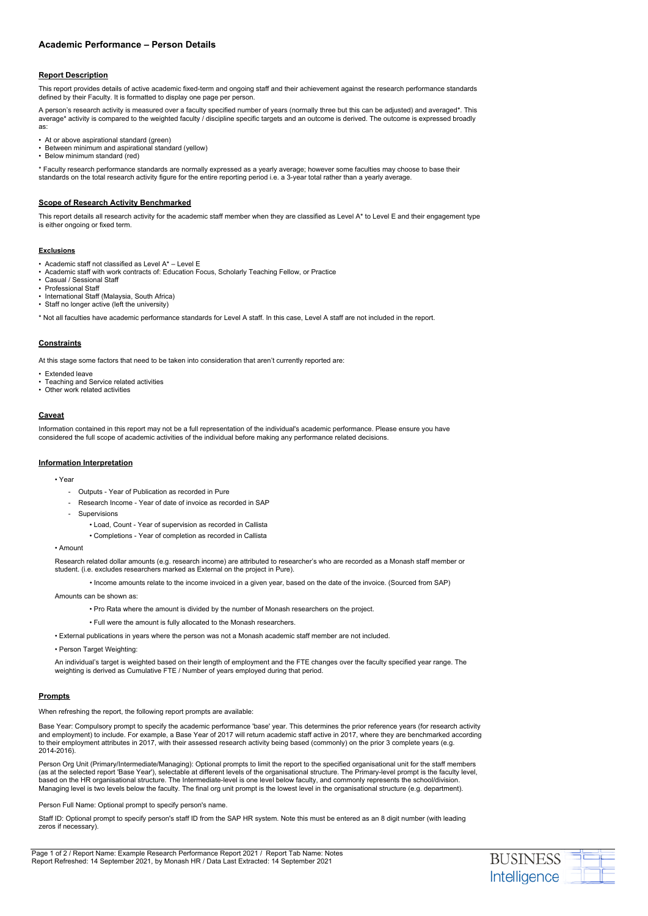## Academic Performance – Person Details

### Report Description

This report provides details of active academic fixed-term and ongoing staff and their achievement against the research performance standards defined by their Faculty. It is formatted to display one page per person.

A person's research activity is measured over a faculty specified number of years (normally three but this can be adjusted) and averaged*. This average* activity is compared to the weighted faculty / discipline specific targets and an outcome is derived. The outcome is expressed broadly as:

- At or above aspirational standard (green)
- Between minimum and aspirational standard (yellow)
- Below minimum standard (red)

* Faculty research performance standards are normally expressed as a yearly average; however some faculties may choose to base their standards on the total research activity figure for the entire reporting period i.e. a 3-year total rather than a yearly average.

### Scope of Research Activity Benchmarked

This report details all research activity for the academic staff member when they are classified as Level A* to Level E and their engagement type is either ongoing or fixed term.

#### Exclusions

- Academic staff not classified as Level A* – Level E
- Academic staff with work contracts of: Education Focus, Scholarly Teaching Fellow, or Practice
- Casual / Sessional Staff
- Professional Staff
- International Staff (Malaysia, South Africa)
- Staff no longer active (left the university)

* Not all faculties have academic performance standards for Level A staff. In this case, Level A staff are not included in the report.

### Constraints

At this stage some factors that need to be taken into consideration that aren't currently reported are:

- Extended leave
- Teaching and Service related activities
- Other work related activities

### Caveat

Information contained in this report may not be a full representation of the individual's academic performance. Please ensure you have considered the full scope of academic activities of the individual before making any performance related decisions.

### Information Interpretation

- Year
  - Outputs - Year of Publication as recorded in Pure
  - Research Income - Year of date of invoice as recorded in SAP
  - Supervisions
    - Load, Count - Year of supervision as recorded in Callista
    - Completions - Year of completion as recorded in Callista
- Amount

Research related dollar amounts (e.g. research income) are attributed to researcher's who are recorded as a Monash staff member or student. (i.e. excludes researchers marked as External on the project in Pure).

- Income amounts relate to the income invoiced in a given year, based on the date of the invoice. (Sourced from SAP)

Amounts can be shown as:

- Pro Rata where the amount is divided by the number of Monash researchers on the project.
- Full were the amount is fully allocated to the Monash researchers.

- External publications in years where the person was not a Monash academic staff member are not included.
- Person Target Weighting:

An individual's target is weighted based on their length of employment and the FTE changes over the faculty specified year range. The weighting is derived as Cumulative FTE / Number of years employed during that period.

### Prompts

When refreshing the report, the following report prompts are available:

Base Year: Compulsory prompt to specify the academic performance 'base' year. This determines the prior reference years (for research activity and employment) to include. For example, a Base Year of 2017 will return academic staff active in 2017, where they are benchmarked according to their employment attributes in 2017, with their assessed research activity being based (commonly) on the prior 3 complete years (e.g. 2014-2016).

Person Org Unit (Primary/Intermediate/Managing): Optional prompts to limit the report to the specified organisational unit for the staff members (as at the selected report 'Base Year'), selectable at different levels of the organisational structure. The Primary-level prompt is the faculty level, based on the HR organisational structure. The Intermediate-level is one level below faculty, and commonly represents the school/division. Managing level is two levels below the faculty. The final org unit prompt is the lowest level in the organisational structure (e.g. department).

Person Full Name: Optional prompt to specify person's name.

Staff ID: Optional prompt to specify person's staff ID from the SAP HR system. Note this must be entered as an 8 digit number (with leading zeros if necessary).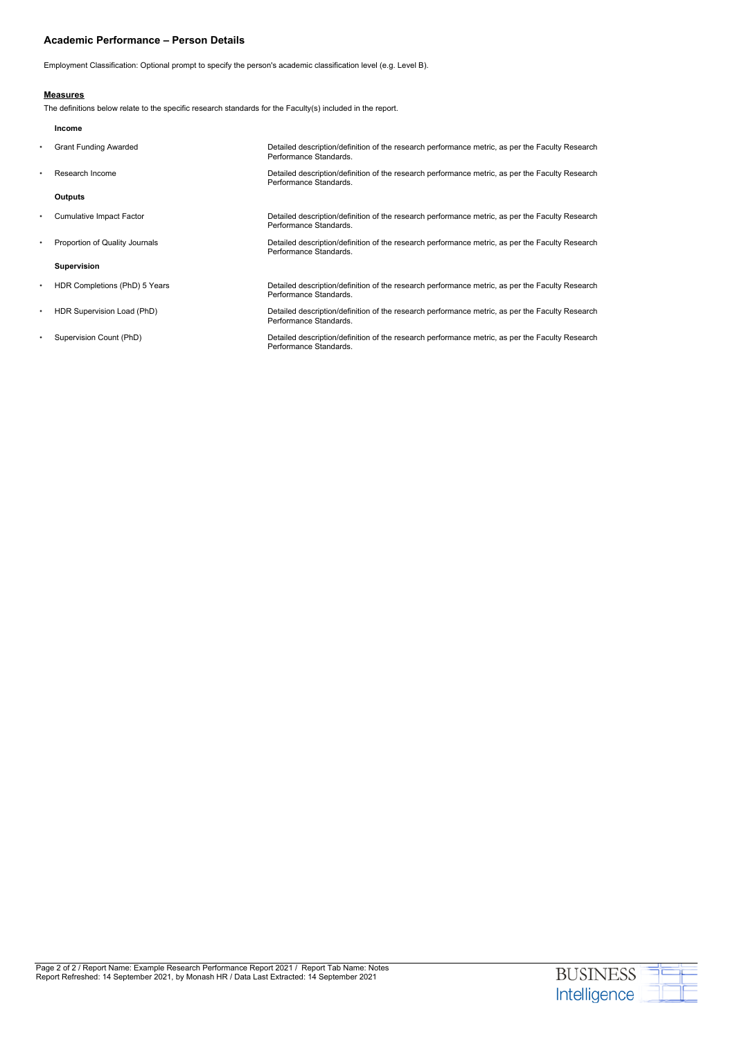## Academic Performance – Person Details

Employment Classification: Optional prompt to specify the person's academic classification level (e.g. Level B).

**Measures**

The definitions below relate to the specific research standards for the Faculty(s) included in the report.

**Income**

- Grant Funding Awarded — Detailed description/definition of the research performance metric, as per the Faculty Research Performance Standards.
- Research Income — Detailed description/definition of the research performance metric, as per the Faculty Research Performance Standards.

**Outputs**

- Cumulative Impact Factor — Detailed description/definition of the research performance metric, as per the Faculty Research Performance Standards.
- Proportion of Quality Journals — Detailed description/definition of the research performance metric, as per the Faculty Research Performance Standards.

**Supervision**

- HDR Completions (PhD) 5 Years — Detailed description/definition of the research performance metric, as per the Faculty Research Performance Standards.
- HDR Supervision Load (PhD) — Detailed description/definition of the research performance metric, as per the Faculty Research Performance Standards.
- Supervision Count (PhD) — Detailed description/definition of the research performance metric, as per the Faculty Research Performance Standards.